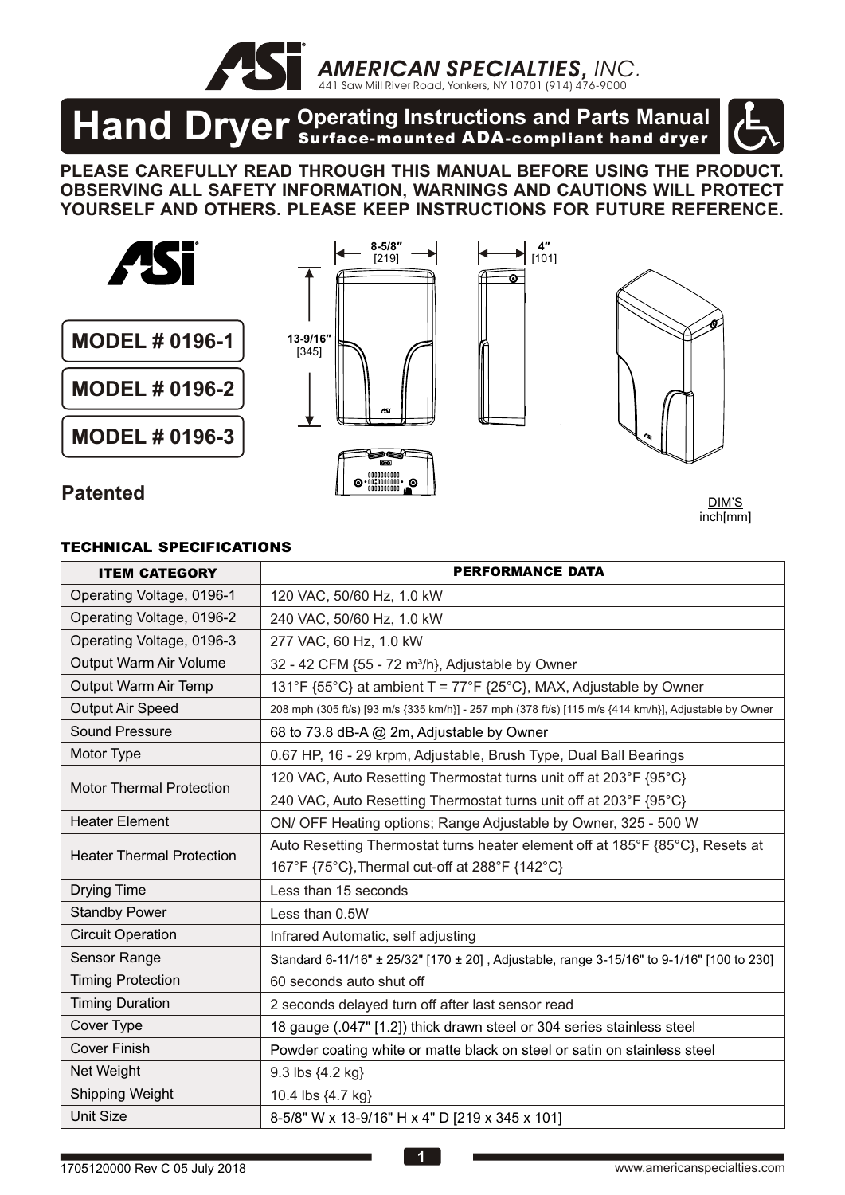**AMERICAN SPECIALTIES, INC.**
441 Saw Mill River Road, Yonkers, NY 10701 (914) 476-9000

# Hand Dryer Operating Instructions and Parts Manual

## Surface-mounted ADA-compliant hand dryer

**PLEASE CAREFULLY READ THROUGH THIS MANUAL BEFORE USING THE PRODUCT. OBSERVING ALL SAFETY INFORMATION, WARNINGS AND CAUTIONS WILL PROTECT YOURSELF AND OTHERS. PLEASE KEEP INSTRUCTIONS FOR FUTURE REFERENCE.**

**MODEL # 0196-1**

**MODEL # 0196-2**

**MODEL # 0196-3**

**Patented**

8-5/8" [219]

4" [101]

13-9/16" [345]

DIM'S inch[mm]

### TECHNICAL SPECIFICATIONS

| ITEM CATEGORY | PERFORMANCE DATA |
|---|---|
| Operating Voltage, 0196-1 | 120 VAC, 50/60 Hz, 1.0 kW |
| Operating Voltage, 0196-2 | 240 VAC, 50/60 Hz, 1.0 kW |
| Operating Voltage, 0196-3 | 277 VAC, 60 Hz, 1.0 kW |
| Output Warm Air Volume | 32 - 42 CFM {55 - 72 m³/h}, Adjustable by Owner |
| Output Warm Air Temp | 131°F {55°C} at ambient T = 77°F {25°C}, MAX, Adjustable by Owner |
| Output Air Speed | 208 mph (305 ft/s) [93 m/s {335 km/h}] - 257 mph (378 ft/s) [115 m/s {414 km/h}], Adjustable by Owner |
| Sound Pressure | 68 to 73.8 dB-A @ 2m, Adjustable by Owner |
| Motor Type | 0.67 HP, 16 - 29 krpm, Adjustable, Brush Type, Dual Ball Bearings |
| Motor Thermal Protection | 120 VAC, Auto Resetting Thermostat turns unit off at 203°F {95°C}<br>240 VAC, Auto Resetting Thermostat turns unit off at 203°F {95°C} |
| Heater Element | ON/ OFF Heating options; Range Adjustable by Owner, 325 - 500 W |
| Heater Thermal Protection | Auto Resetting Thermostat turns heater element off at 185°F {85°C}, Resets at 167°F {75°C},Thermal cut-off at 288°F {142°C} |
| Drying Time | Less than 15 seconds |
| Standby Power | Less than 0.5W |
| Circuit Operation | Infrared Automatic, self adjusting |
| Sensor Range | Standard 6-11/16" ± 25/32" [170 ± 20] , Adjustable, range 3-15/16" to 9-1/16" [100 to 230] |
| Timing Protection | 60 seconds auto shut off |
| Timing Duration | 2 seconds delayed turn off after last sensor read |
| Cover Type | 18 gauge (.047" [1.2]) thick drawn steel or 304 series stainless steel |
| Cover Finish | Powder coating white or matte black on steel or satin on stainless steel |
| Net Weight | 9.3 lbs {4.2 kg} |
| Shipping Weight | 10.4 lbs {4.7 kg} |
| Unit Size | 8-5/8" W x 13-9/16" H x 4" D [219 x 345 x 101] |

1705120000 Rev C 05 July 2018

www.americanspecialties.com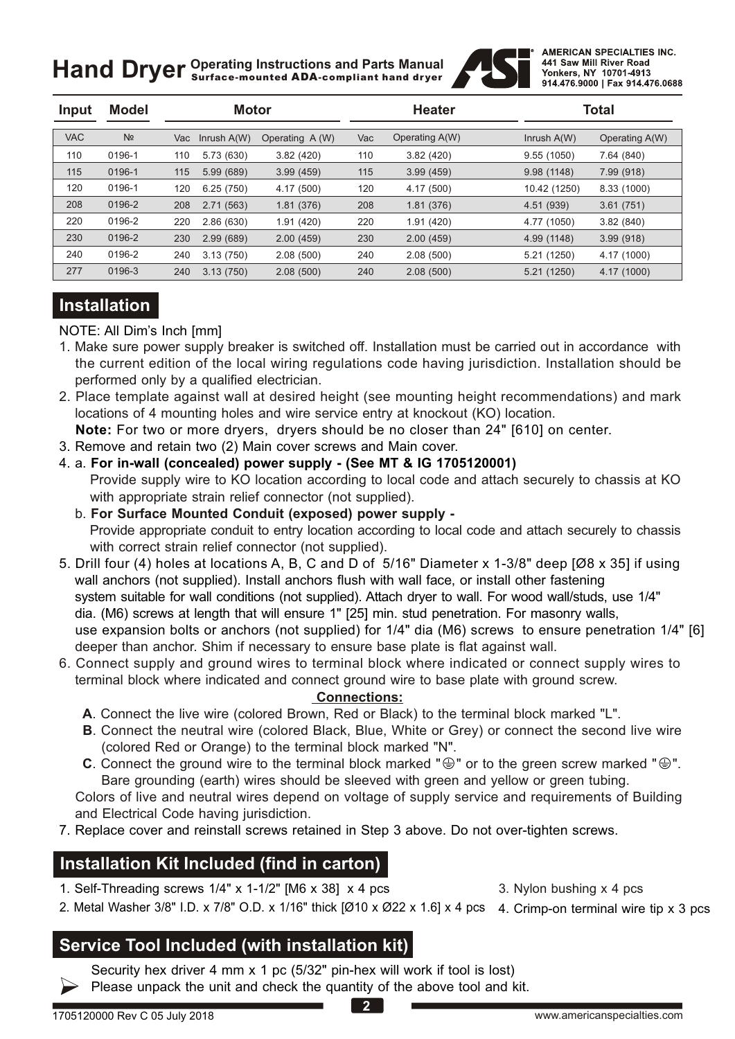# Hand Dryer Operating Instructions and Parts Manual

Surface-mounted ADA-compliant hand dryer

AMERICAN SPECIALTIES INC.
441 Saw Mill River Road
Yonkers, NY 10701-4913
914.476.9000 | Fax 914.476.0688

| Input | Model | Motor | | | Heater | | Total | |
|---|---|---|---|---|---|---|---|---|
| VAC | № | Vac | Inrush A(W) | Operating A (W) | Vac | Operating A(W) | Inrush A(W) | Operating A(W) |
| 110 | 0196-1 | 110 | 5.73 (630) | 3.82 (420) | 110 | 3.82 (420) | 9.55 (1050) | 7.64 (840) |
| 115 | 0196-1 | 115 | 5.99 (689) | 3.99 (459) | 115 | 3.99 (459) | 9.98 (1148) | 7.99 (918) |
| 120 | 0196-1 | 120 | 6.25 (750) | 4.17 (500) | 120 | 4.17 (500) | 10.42 (1250) | 8.33 (1000) |
| 208 | 0196-2 | 208 | 2.71 (563) | 1.81 (376) | 208 | 1.81 (376) | 4.51 (939) | 3.61 (751) |
| 220 | 0196-2 | 220 | 2.86 (630) | 1.91 (420) | 220 | 1.91 (420) | 4.77 (1050) | 3.82 (840) |
| 230 | 0196-2 | 230 | 2.99 (689) | 2.00 (459) | 230 | 2.00 (459) | 4.99 (1148) | 3.99 (918) |
| 240 | 0196-2 | 240 | 3.13 (750) | 2.08 (500) | 240 | 2.08 (500) | 5.21 (1250) | 4.17 (1000) |
| 277 | 0196-3 | 240 | 3.13 (750) | 2.08 (500) | 240 | 2.08 (500) | 5.21 (1250) | 4.17 (1000) |

## Installation

NOTE: All Dim's Inch [mm]

1. Make sure power supply breaker is switched off. Installation must be carried out in accordance with the current edition of the local wiring regulations code having jurisdiction. Installation should be performed only by a qualified electrician.
2. Place template against wall at desired height (see mounting height recommendations) and mark locations of 4 mounting holes and wire service entry at knockout (KO) location.
   **Note:** For two or more dryers, dryers should be no closer than 24" [610] on center.
3. Remove and retain two (2) Main cover screws and Main cover.
4. a. **For in-wall (concealed) power supply - (See MT & IG 1705120001)**
   Provide supply wire to KO location according to local code and attach securely to chassis at KO with appropriate strain relief connector (not supplied).
   b. **For Surface Mounted Conduit (exposed) power supply -**
   Provide appropriate conduit to entry location according to local code and attach securely to chassis with correct strain relief connector (not supplied).
5. Drill four (4) holes at locations A, B, C and D of 5/16" Diameter x 1-3/8" deep [Ø8 x 35] if using wall anchors (not supplied). Install anchors flush with wall face, or install other fastening system suitable for wall conditions (not supplied). Attach dryer to wall. For wood wall/studs, use 1/4" dia. (M6) screws at length that will ensure 1" [25] min. stud penetration. For masonry walls, use expansion bolts or anchors (not supplied) for 1/4" dia (M6) screws to ensure penetration 1/4" [6] deeper than anchor. Shim if necessary to ensure base plate is flat against wall.
6. Connect supply and ground wires to terminal block where indicated or connect supply wires to terminal block where indicated and connect ground wire to base plate with ground screw.

   **Connections:**

   **A**. Connect the live wire (colored Brown, Red or Black) to the terminal block marked "L".
   **B**. Connect the neutral wire (colored Black, Blue, White or Grey) or connect the second live wire (colored Red or Orange) to the terminal block marked "N".
   **C**. Connect the ground wire to the terminal block marked "⏚" or to the green screw marked "⏚". Bare grounding (earth) wires should be sleeved with green and yellow or green tubing.

   Colors of live and neutral wires depend on voltage of supply service and requirements of Building and Electrical Code having jurisdiction.
7. Replace cover and reinstall screws retained in Step 3 above. Do not over-tighten screws.

## Installation Kit Included (find in carton)

1. Self-Threading screws 1/4" x 1-1/2" [M6 x 38] x 4 pcs
2. Metal Washer 3/8" I.D. x 7/8" O.D. x 1/16" thick [Ø10 x Ø22 x 1.6] x 4 pcs
3. Nylon bushing x 4 pcs
4. Crimp-on terminal wire tip x 3 pcs

## Service Tool Included (with installation kit)

Security hex driver 4 mm x 1 pc (5/32" pin-hex will work if tool is lost)

➢ Please unpack the unit and check the quantity of the above tool and kit.

1705120000 Rev C 05 July 2018

www.americanspecialties.com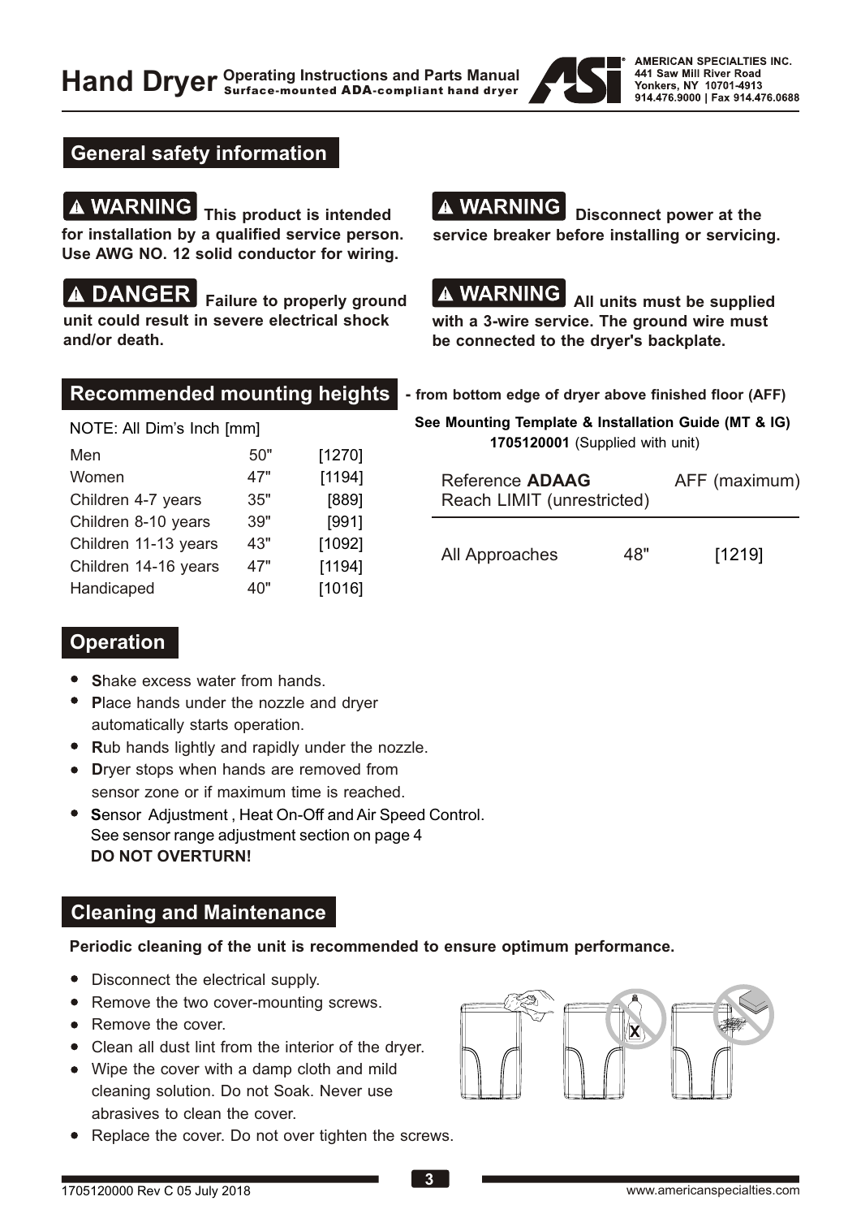# Hand Dryer

Operating Instructions and Parts Manual
Surface-mounted **ADA**-compliant hand dryer

AMERICAN SPECIALTIES INC.
441 Saw Mill River Road
Yonkers, NY 10701-4913
914.476.9000 | Fax 914.476.0688

## General safety information

**⚠ WARNING** **This product is intended for installation by a qualified service person. Use AWG NO. 12 solid conductor for wiring.**

**⚠ DANGER** **Failure to properly ground unit could result in severe electrical shock and/or death.**

**⚠ WARNING** **Disconnect power at the service breaker before installing or servicing.**

**⚠ WARNING** **All units must be supplied with a 3-wire service. The ground wire must be connected to the dryer's backplate.**

## Recommended mounting heights

**- from bottom edge of dryer above finished floor (AFF)**

NOTE: All Dim's Inch [mm]

| | | |
|---|---|---|
| Men | 50" | [1270] |
| Women | 47" | [1194] |
| Children 4-7 years | 35" | [889] |
| Children 8-10 years | 39" | [991] |
| Children 11-13 years | 43" | [1092] |
| Children 14-16 years | 47" | [1194] |
| Handicaped | 40" | [1016] |

**See Mounting Template & Installation Guide (MT & IG) 1705120001** (Supplied with unit)

| Reference **ADAAG** Reach LIMIT (unrestricted) | AFF (maximum) | |
|---|---|---|
| All Approaches | 48" | [1219] |

## Operation

- **S**hake excess water from hands.
- **P**lace hands under the nozzle and dryer automatically starts operation.
- **R**ub hands lightly and rapidly under the nozzle.
- **D**ryer stops when hands are removed from sensor zone or if maximum time is reached.
- **S**ensor Adjustment , Heat On-Off and Air Speed Control. See sensor range adjustment section on page 4 **DO NOT OVERTURN!**

## Cleaning and Maintenance

**Periodic cleaning of the unit is recommended to ensure optimum performance.**

- Disconnect the electrical supply.
- Remove the two cover-mounting screws.
- Remove the cover.
- Clean all dust lint from the interior of the dryer.
- Wipe the cover with a damp cloth and mild cleaning solution. Do not Soak. Never use abrasives to clean the cover.
- Replace the cover. Do not over tighten the screws.

1705120000 Rev C 05 July 2018

www.americanspecialties.com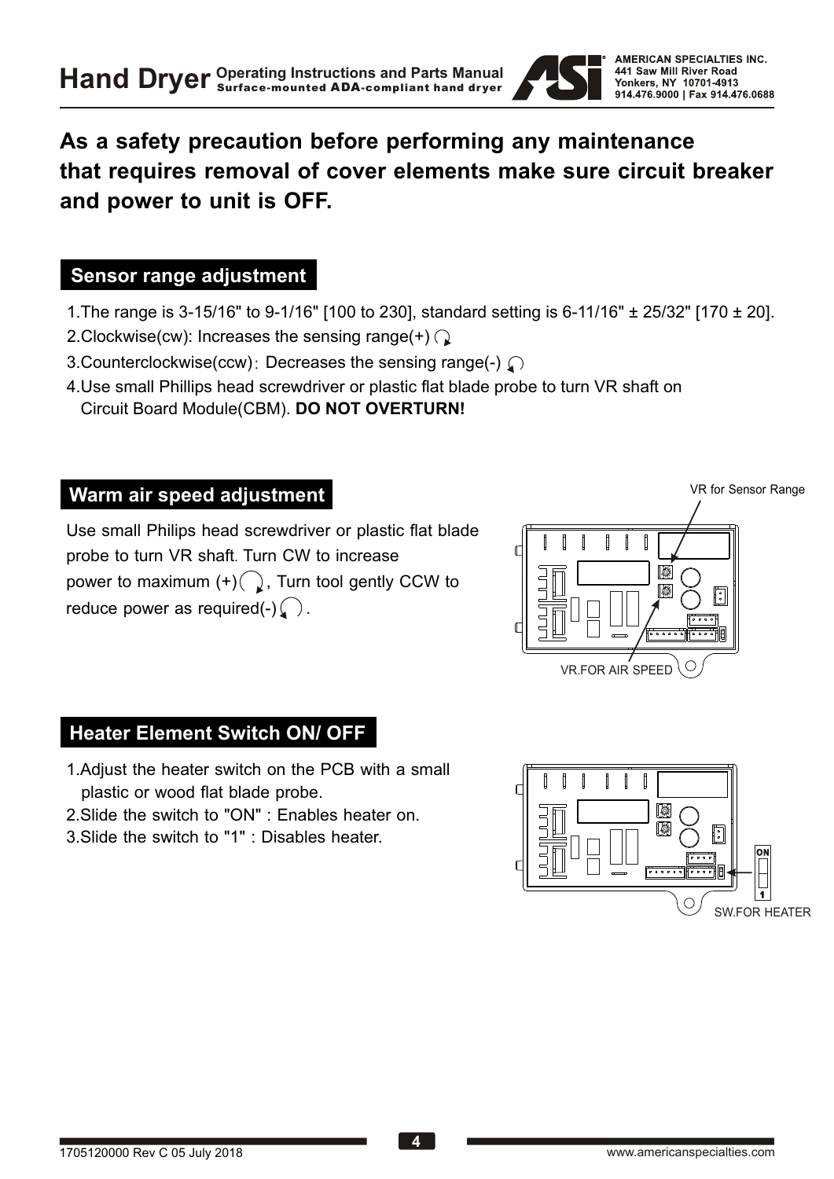**As a safety precaution before performing any maintenance that requires removal of cover elements make sure circuit breaker and power to unit is OFF.**

## Sensor range adjustment

1. The range is 3-15/16" to 9-1/16" [100 to 230], standard setting is 6-11/16" ± 25/32" [170 ± 20].
2. Clockwise(cw): Increases the sensing range(+)
3. Counterclockwise(ccw): Decreases the sensing range(-)
4. Use small Phillips head screwdriver or plastic flat blade probe to turn VR shaft on Circuit Board Module(CBM). **DO NOT OVERTURN!**

## Warm air speed adjustment

Use small Philips head screwdriver or plastic flat blade probe to turn VR shaft. Turn CW to increase power to maximum (+), Turn tool gently CCW to reduce power as required(-).

VR for Sensor Range

VR.FOR AIR SPEED

## Heater Element Switch ON/ OFF

1. Adjust the heater switch on the PCB with a small plastic or wood flat blade probe.
2. Slide the switch to "ON" : Enables heater on.
3. Slide the switch to "1" : Disables heater.

ON

1

SW.FOR HEATER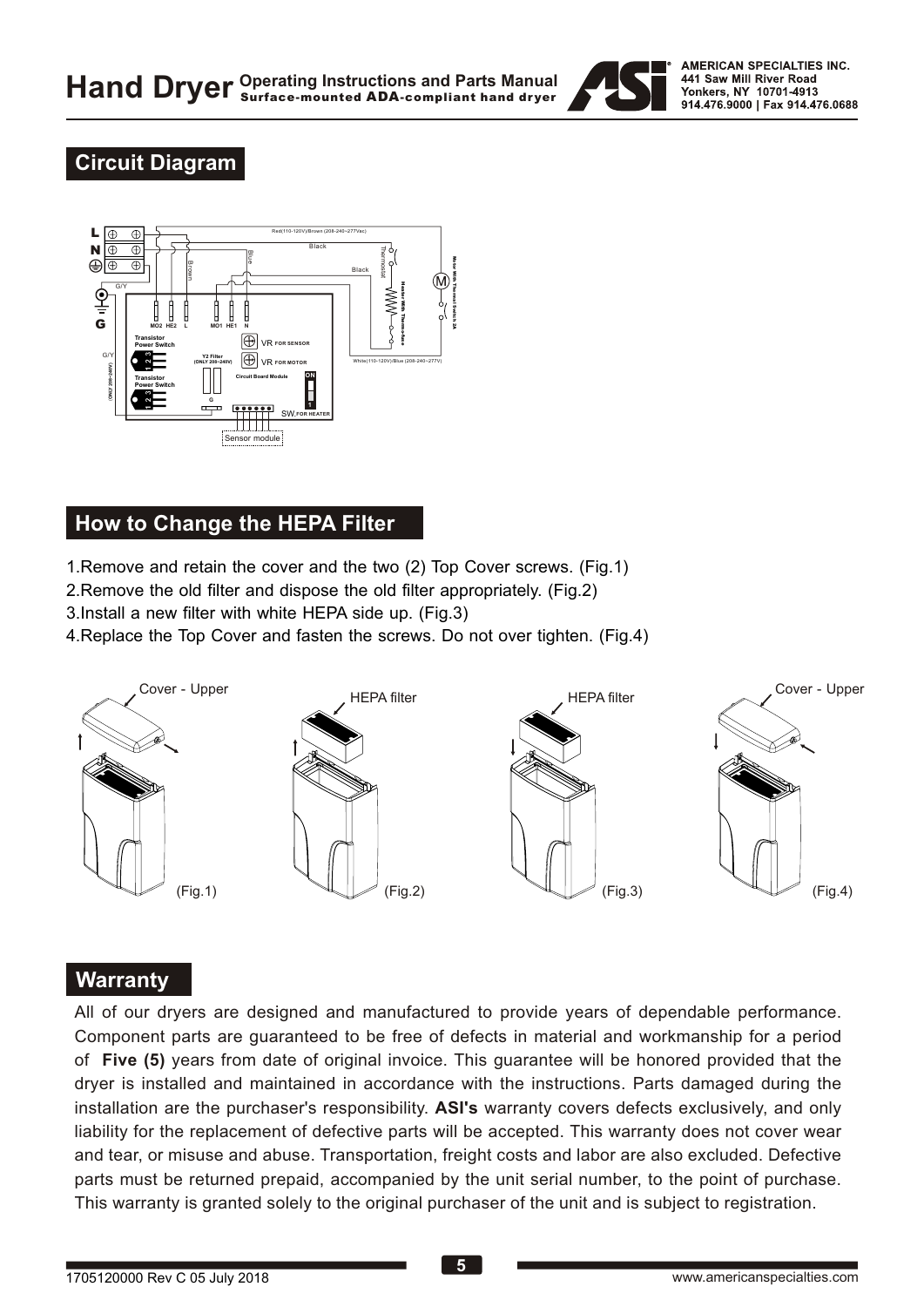## Circuit Diagram

## How to Change the HEPA Filter

1. Remove and retain the cover and the two (2) Top Cover screws. (Fig.1)
2. Remove the old filter and dispose the old filter appropriately. (Fig.2)
3. Install a new filter with white HEPA side up. (Fig.3)
4. Replace the Top Cover and fasten the screws. Do not over tighten. (Fig.4)

(Fig.1) (Fig.2) (Fig.3) (Fig.4)

## Warranty

All of our dryers are designed and manufactured to provide years of dependable performance. Component parts are guaranteed to be free of defects in material and workmanship for a period of **Five (5)** years from date of original invoice. This guarantee will be honored provided that the dryer is installed and maintained in accordance with the instructions. Parts damaged during the installation are the purchaser's responsibility. **ASI's** warranty covers defects exclusively, and only liability for the replacement of defective parts will be accepted. This warranty does not cover wear and tear, or misuse and abuse. Transportation, freight costs and labor are also excluded. Defective parts must be returned prepaid, accompanied by the unit serial number, to the point of purchase. This warranty is granted solely to the original purchaser of the unit and is subject to registration.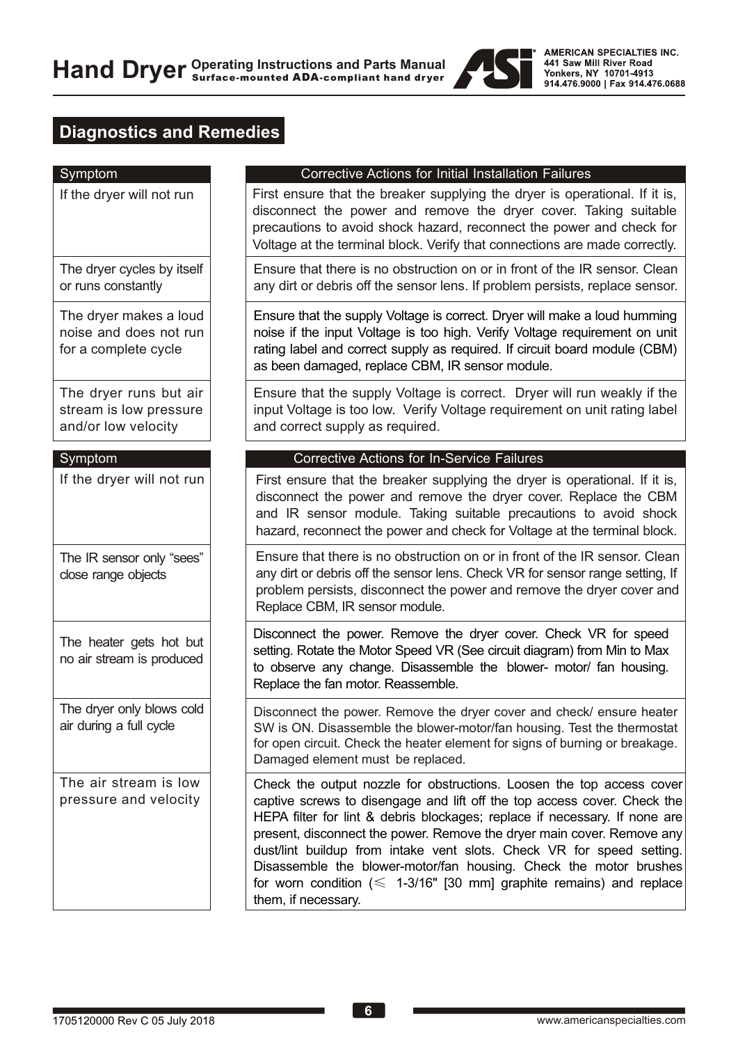## Diagnostics and Remedies

| Symptom | Corrective Actions for Initial Installation Failures |
|---|---|
| If the dryer will not run | First ensure that the breaker supplying the dryer is operational. If it is, disconnect the power and remove the dryer cover. Taking suitable precautions to avoid shock hazard, reconnect the power and check for Voltage at the terminal block. Verify that connections are made correctly. |
| The dryer cycles by itself or runs constantly | Ensure that there is no obstruction on or in front of the IR sensor. Clean any dirt or debris off the sensor lens. If problem persists, replace sensor. |
| The dryer makes a loud noise and does not run for a complete cycle | Ensure that the supply Voltage is correct. Dryer will make a loud humming noise if the input Voltage is too high. Verify Voltage requirement on unit rating label and correct supply as required. If circuit board module (CBM) as been damaged, replace CBM, IR sensor module. |
| The dryer runs but air stream is low pressure and/or low velocity | Ensure that the supply Voltage is correct. Dryer will run weakly if the input Voltage is too low. Verify Voltage requirement on unit rating label and correct supply as required. |

| Symptom | Corrective Actions for In-Service Failures |
|---|---|
| If the dryer will not run | First ensure that the breaker supplying the dryer is operational. If it is, disconnect the power and remove the dryer cover. Replace the CBM and IR sensor module. Taking suitable precautions to avoid shock hazard, reconnect the power and check for Voltage at the terminal block. |
| The IR sensor only "sees" close range objects | Ensure that there is no obstruction on or in front of the IR sensor. Clean any dirt or debris off the sensor lens. Check VR for sensor range setting, If problem persists, disconnect the power and remove the dryer cover and Replace CBM, IR sensor module. |
| The heater gets hot but no air stream is produced | Disconnect the power. Remove the dryer cover. Check VR for speed setting. Rotate the Motor Speed VR (See circuit diagram) from Min to Max to observe any change. Disassemble the blower- motor/ fan housing. Replace the fan motor. Reassemble. |
| The dryer only blows cold air during a full cycle | Disconnect the power. Remove the dryer cover and check/ ensure heater SW is ON. Disassemble the blower-motor/fan housing. Test the thermostat for open circuit. Check the heater element for signs of burning or breakage. Damaged element must be replaced. |
| The air stream is low pressure and velocity | Check the output nozzle for obstructions. Loosen the top access cover captive screws to disengage and lift off the top access cover. Check the HEPA filter for lint & debris blockages; replace if necessary. If none are present, disconnect the power. Remove the dryer main cover. Remove any dust/lint buildup from intake vent slots. Check VR for speed setting. Disassemble the blower-motor/fan housing. Check the motor brushes for worn condition (≤ 1-3/16" [30 mm] graphite remains) and replace them, if necessary. |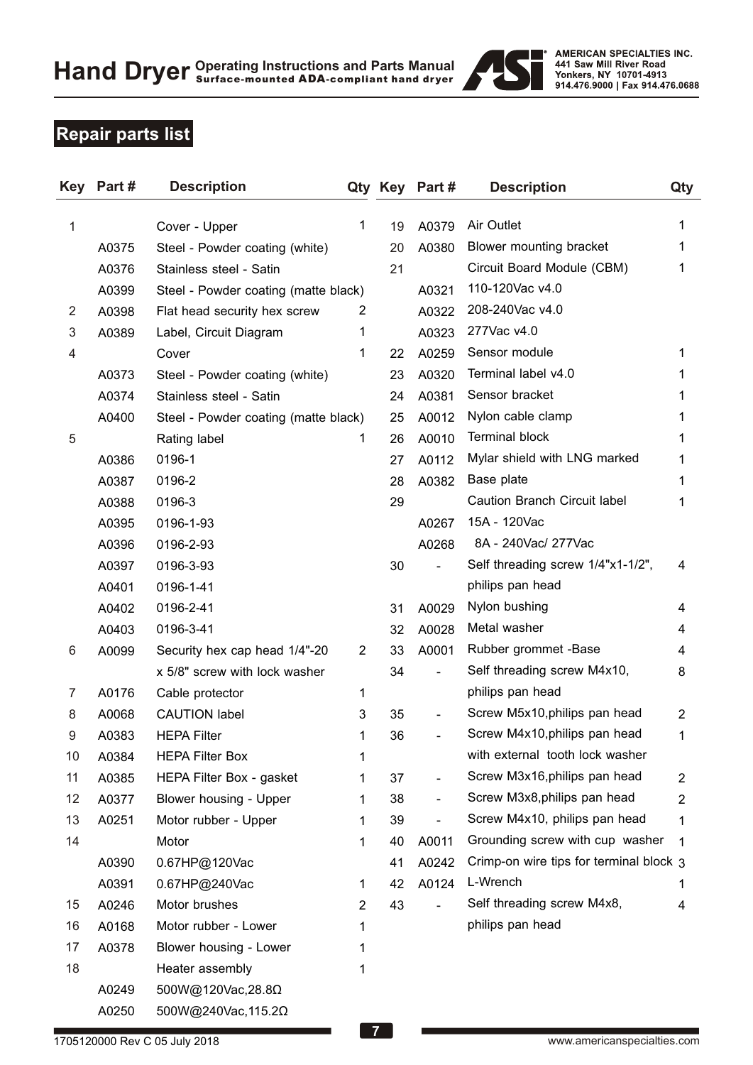## Repair parts list

| Key | Part # | Description | Qty |
|---|---|---|---|
| 1 | | Cover - Upper | 1 |
| | A0375 | Steel - Powder coating (white) | |
| | A0376 | Stainless steel - Satin | |
| | A0399 | Steel - Powder coating (matte black) | |
| 2 | A0398 | Flat head security hex screw | 2 |
| 3 | A0389 | Label, Circuit Diagram | 1 |
| 4 | | Cover | 1 |
| | A0373 | Steel - Powder coating (white) | |
| | A0374 | Stainless steel - Satin | |
| | A0400 | Steel - Powder coating (matte black) | |
| 5 | | Rating label | 1 |
| | A0386 | 0196-1 | |
| | A0387 | 0196-2 | |
| | A0388 | 0196-3 | |
| | A0395 | 0196-1-93 | |
| | A0396 | 0196-2-93 | |
| | A0397 | 0196-3-93 | |
| | A0401 | 0196-1-41 | |
| | A0402 | 0196-2-41 | |
| | A0403 | 0196-3-41 | |
| 6 | A0099 | Security hex cap head 1/4"-20 x 5/8" screw with lock washer | 2 |
| 7 | A0176 | Cable protector | 1 |
| 8 | A0068 | CAUTION label | 3 |
| 9 | A0383 | HEPA Filter | 1 |
| 10 | A0384 | HEPA Filter Box | 1 |
| 11 | A0385 | HEPA Filter Box - gasket | 1 |
| 12 | A0377 | Blower housing - Upper | 1 |
| 13 | A0251 | Motor rubber - Upper | 1 |
| 14 | | Motor | 1 |
| | A0390 | 0.67HP@120Vac | |
| | A0391 | 0.67HP@240Vac | 1 |
| 15 | A0246 | Motor brushes | 2 |
| 16 | A0168 | Motor rubber - Lower | 1 |
| 17 | A0378 | Blower housing - Lower | 1 |
| 18 | | Heater assembly | 1 |
| | A0249 | 500W@120Vac,28.8Ω | |
| | A0250 | 500W@240Vac,115.2Ω | |
| 19 | A0379 | Air Outlet | 1 |
| 20 | A0380 | Blower mounting bracket | 1 |
| 21 | | Circuit Board Module (CBM) | 1 |
| | A0321 | 110-120Vac v4.0 | |
| | A0322 | 208-240Vac v4.0 | |
| | A0323 | 277Vac v4.0 | |
| 22 | A0259 | Sensor module | 1 |
| 23 | A0320 | Terminal label v4.0 | 1 |
| 24 | A0381 | Sensor bracket | 1 |
| 25 | A0012 | Nylon cable clamp | 1 |
| 26 | A0010 | Terminal block | 1 |
| 27 | A0112 | Mylar shield with LNG marked | 1 |
| 28 | A0382 | Base plate | 1 |
| 29 | | Caution Branch Circuit label | 1 |
| | A0267 | 15A - 120Vac | |
| | A0268 | 8A - 240Vac/ 277Vac | |
| 30 | - | Self threading screw 1/4"x1-1/2", philips pan head | 4 |
| 31 | A0029 | Nylon bushing | 4 |
| 32 | A0028 | Metal washer | 4 |
| 33 | A0001 | Rubber grommet -Base | 4 |
| 34 | - | Self threading screw M4x10, philips pan head | 8 |
| 35 | - | Screw M5x10,philips pan head | 2 |
| 36 | - | Screw M4x10,philips pan head with external tooth lock washer | 1 |
| 37 | - | Screw M3x16,philips pan head | 2 |
| 38 | - | Screw M3x8,philips pan head | 2 |
| 39 | - | Screw M4x10, philips pan head | 1 |
| 40 | A0011 | Grounding screw with cup washer | 1 |
| 41 | A0242 | Crimp-on wire tips for terminal block | 3 |
| 42 | A0124 | L-Wrench | 1 |
| 43 | - | Self threading screw M4x8, philips pan head | 4 |

1705120000 Rev C 05 July 2018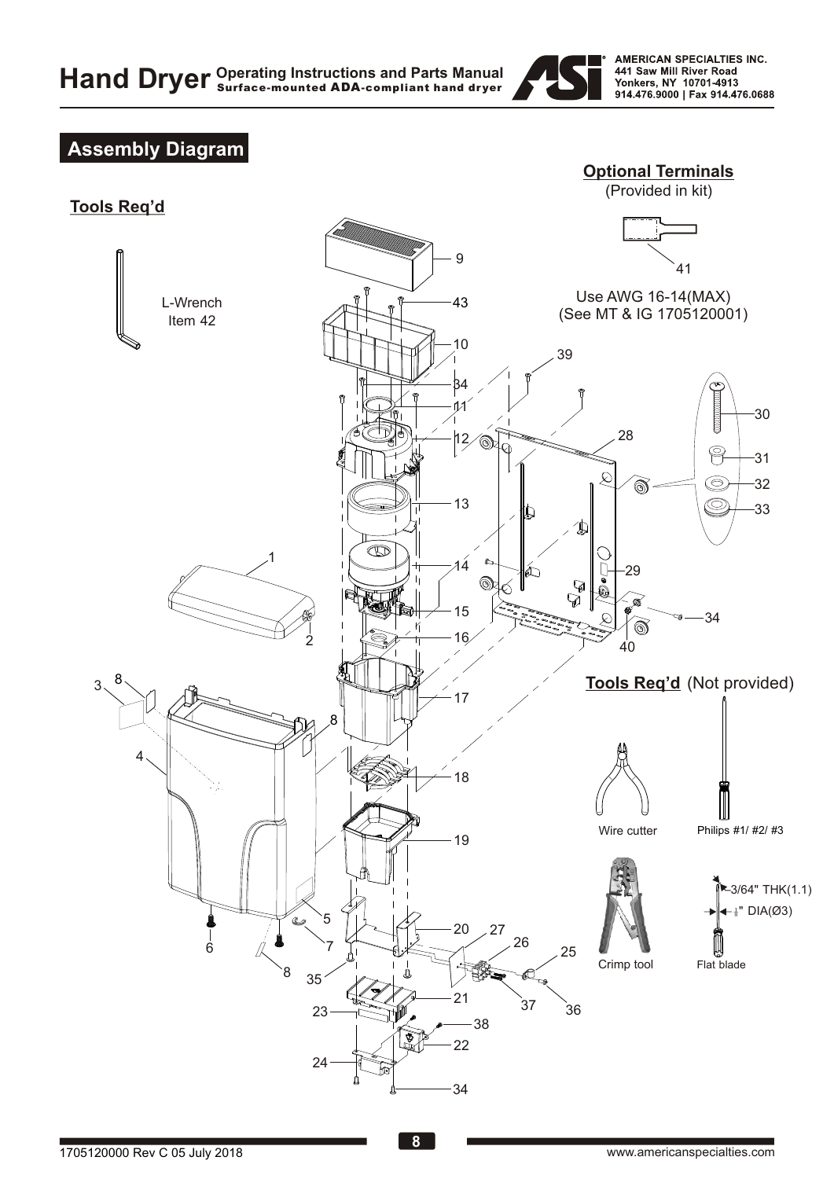## Assembly Diagram

**Tools Req'd**

L-Wrench
Item 42

**Optional Terminals**
(Provided in kit)

41

Use AWG 16-14(MAX)
(See MT & IG 1705120001)

**Tools Req'd** (Not provided)

Wire cutter

Philips #1/ #2/ #3

Crimp tool

Flat blade

3/64" THK(1.1)

⅛" DIA(Ø3)

1 2 3 4 5 6 7 8 9 10 11 12 13 14 15 16 17 18 19 20 21 22 23 24 25 26 27 28 29 30 31 32 33 34 35 36 37 38 39 40 43